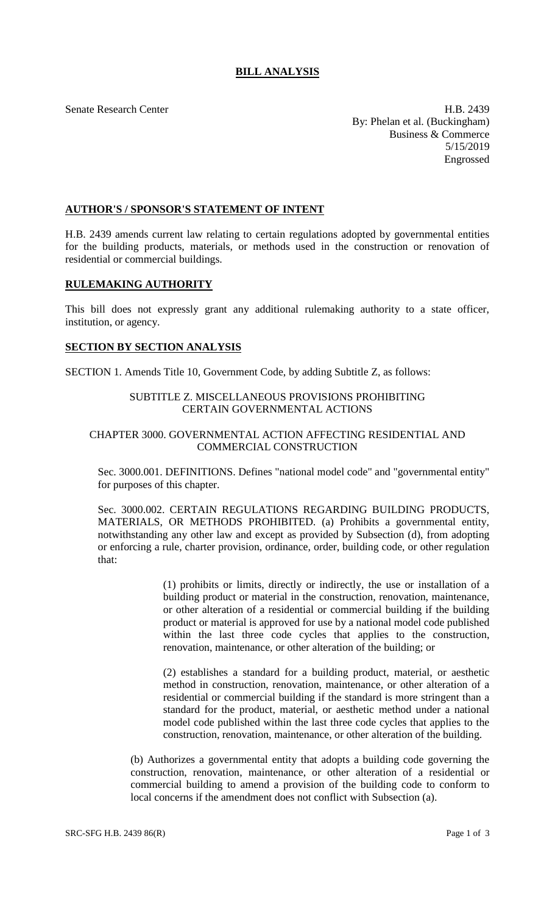# BILL ANALYSIS

Senate Research Center

H.B. 2439
By: Phelan et al. (Buckingham)
Business & Commerce
5/15/2019
Engrossed

## AUTHOR'S / SPONSOR'S STATEMENT OF INTENT

H.B. 2439 amends current law relating to certain regulations adopted by governmental entities for the building products, materials, or methods used in the construction or renovation of residential or commercial buildings.

## RULEMAKING AUTHORITY

This bill does not expressly grant any additional rulemaking authority to a state officer, institution, or agency.

## SECTION BY SECTION ANALYSIS

SECTION 1. Amends Title 10, Government Code, by adding Subtitle Z, as follows:

SUBTITLE Z. MISCELLANEOUS PROVISIONS PROHIBITING CERTAIN GOVERNMENTAL ACTIONS

CHAPTER 3000. GOVERNMENTAL ACTION AFFECTING RESIDENTIAL AND COMMERCIAL CONSTRUCTION

Sec. 3000.001. DEFINITIONS. Defines "national model code" and "governmental entity" for purposes of this chapter.

Sec. 3000.002. CERTAIN REGULATIONS REGARDING BUILDING PRODUCTS, MATERIALS, OR METHODS PROHIBITED. (a) Prohibits a governmental entity, notwithstanding any other law and except as provided by Subsection (d), from adopting or enforcing a rule, charter provision, ordinance, order, building code, or other regulation that:

(1) prohibits or limits, directly or indirectly, the use or installation of a building product or material in the construction, renovation, maintenance, or other alteration of a residential or commercial building if the building product or material is approved for use by a national model code published within the last three code cycles that applies to the construction, renovation, maintenance, or other alteration of the building; or

(2) establishes a standard for a building product, material, or aesthetic method in construction, renovation, maintenance, or other alteration of a residential or commercial building if the standard is more stringent than a standard for the product, material, or aesthetic method under a national model code published within the last three code cycles that applies to the construction, renovation, maintenance, or other alteration of the building.

(b) Authorizes a governmental entity that adopts a building code governing the construction, renovation, maintenance, or other alteration of a residential or commercial building to amend a provision of the building code to conform to local concerns if the amendment does not conflict with Subsection (a).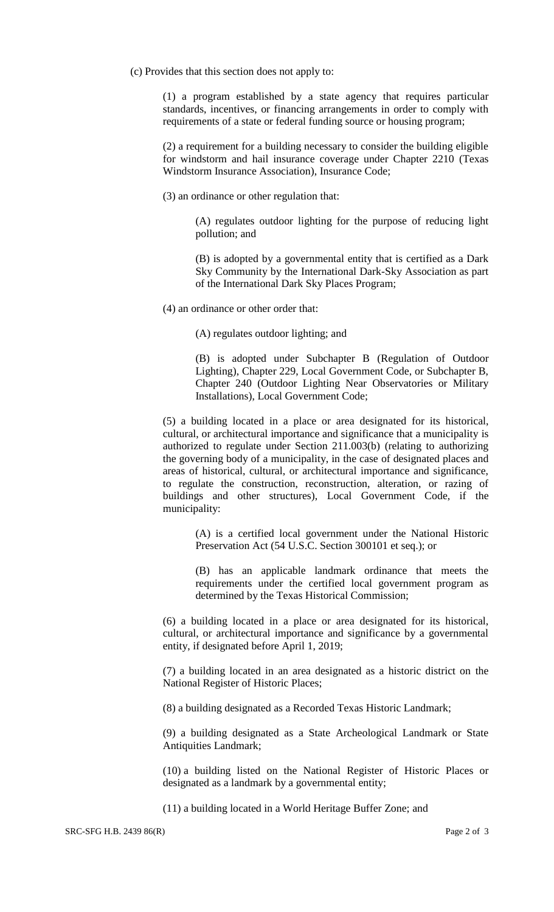(c) Provides that this section does not apply to:

(1) a program established by a state agency that requires particular standards, incentives, or financing arrangements in order to comply with requirements of a state or federal funding source or housing program;

(2) a requirement for a building necessary to consider the building eligible for windstorm and hail insurance coverage under Chapter 2210 (Texas Windstorm Insurance Association), Insurance Code;

(3) an ordinance or other regulation that:

(A) regulates outdoor lighting for the purpose of reducing light pollution; and

(B) is adopted by a governmental entity that is certified as a Dark Sky Community by the International Dark-Sky Association as part of the International Dark Sky Places Program;

(4) an ordinance or other order that:

(A) regulates outdoor lighting; and

(B) is adopted under Subchapter B (Regulation of Outdoor Lighting), Chapter 229, Local Government Code, or Subchapter B, Chapter 240 (Outdoor Lighting Near Observatories or Military Installations), Local Government Code;

(5) a building located in a place or area designated for its historical, cultural, or architectural importance and significance that a municipality is authorized to regulate under Section 211.003(b) (relating to authorizing the governing body of a municipality, in the case of designated places and areas of historical, cultural, or architectural importance and significance, to regulate the construction, reconstruction, alteration, or razing of buildings and other structures), Local Government Code, if the municipality:

(A) is a certified local government under the National Historic Preservation Act (54 U.S.C. Section 300101 et seq.); or

(B) has an applicable landmark ordinance that meets the requirements under the certified local government program as determined by the Texas Historical Commission;

(6) a building located in a place or area designated for its historical, cultural, or architectural importance and significance by a governmental entity, if designated before April 1, 2019;

(7) a building located in an area designated as a historic district on the National Register of Historic Places;

(8) a building designated as a Recorded Texas Historic Landmark;

(9) a building designated as a State Archeological Landmark or State Antiquities Landmark;

(10) a building listed on the National Register of Historic Places or designated as a landmark by a governmental entity;

(11) a building located in a World Heritage Buffer Zone; and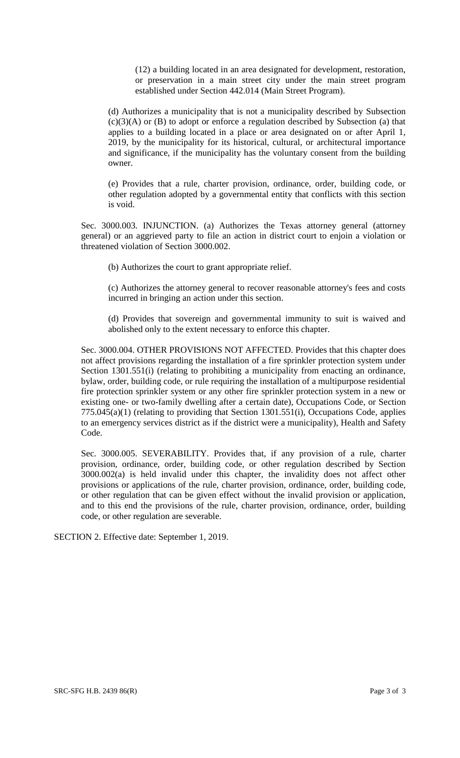(12) a building located in an area designated for development, restoration, or preservation in a main street city under the main street program established under Section 442.014 (Main Street Program).

(d) Authorizes a municipality that is not a municipality described by Subsection (c)(3)(A) or (B) to adopt or enforce a regulation described by Subsection (a) that applies to a building located in a place or area designated on or after April 1, 2019, by the municipality for its historical, cultural, or architectural importance and significance, if the municipality has the voluntary consent from the building owner.

(e) Provides that a rule, charter provision, ordinance, order, building code, or other regulation adopted by a governmental entity that conflicts with this section is void.

Sec. 3000.003. INJUNCTION. (a) Authorizes the Texas attorney general (attorney general) or an aggrieved party to file an action in district court to enjoin a violation or threatened violation of Section 3000.002.

(b) Authorizes the court to grant appropriate relief.

(c) Authorizes the attorney general to recover reasonable attorney's fees and costs incurred in bringing an action under this section.

(d) Provides that sovereign and governmental immunity to suit is waived and abolished only to the extent necessary to enforce this chapter.

Sec. 3000.004. OTHER PROVISIONS NOT AFFECTED. Provides that this chapter does not affect provisions regarding the installation of a fire sprinkler protection system under Section 1301.551(i) (relating to prohibiting a municipality from enacting an ordinance, bylaw, order, building code, or rule requiring the installation of a multipurpose residential fire protection sprinkler system or any other fire sprinkler protection system in a new or existing one- or two-family dwelling after a certain date), Occupations Code, or Section 775.045(a)(1) (relating to providing that Section 1301.551(i), Occupations Code, applies to an emergency services district as if the district were a municipality), Health and Safety Code.

Sec. 3000.005. SEVERABILITY. Provides that, if any provision of a rule, charter provision, ordinance, order, building code, or other regulation described by Section 3000.002(a) is held invalid under this chapter, the invalidity does not affect other provisions or applications of the rule, charter provision, ordinance, order, building code, or other regulation that can be given effect without the invalid provision or application, and to this end the provisions of the rule, charter provision, ordinance, order, building code, or other regulation are severable.

SECTION 2. Effective date: September 1, 2019.